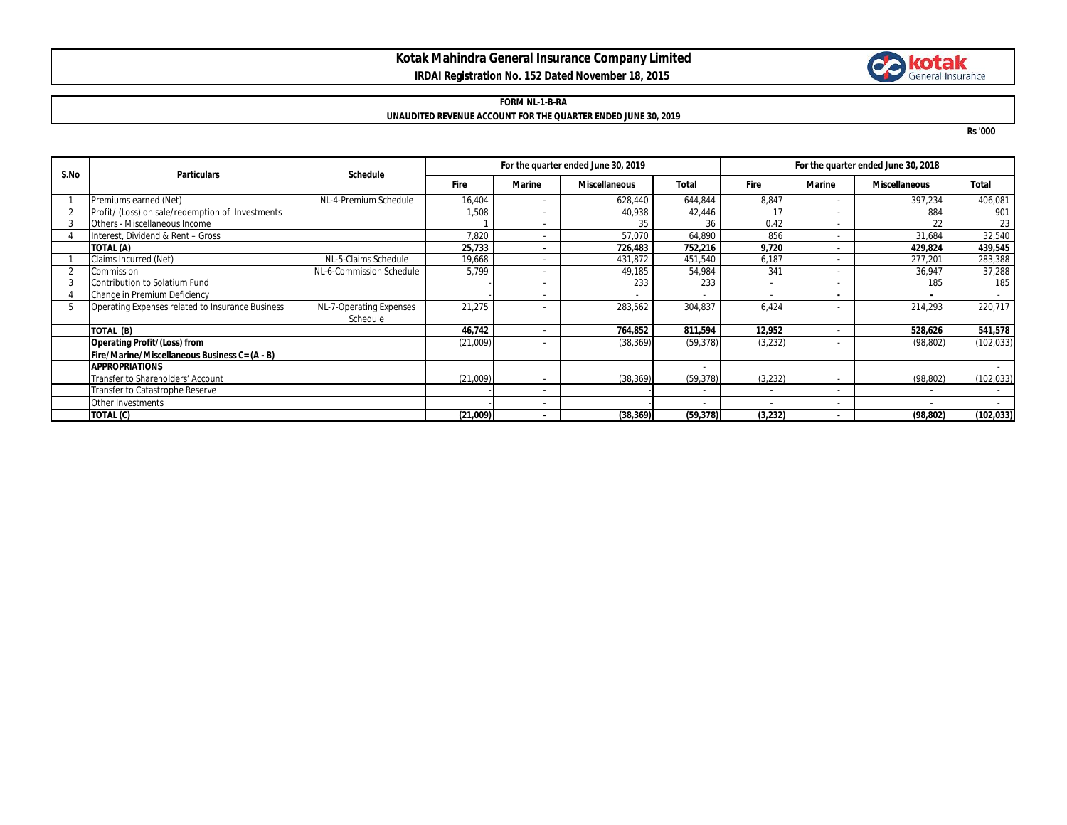# Kotak Mahindra General Insurance Company Limited

**IRDAI Registration No. 152 Dated November 18, 2015**

**FORM NL-1-B-RA**

**UNAUDITED REVENUE ACCOUNT FOR THE QUARTER ENDED JUNE 30, 2019**

Rs '000

| S.No | Particulars | Schedule | For the quarter ended June 30, 2019 | | | | For the quarter ended June 30, 2018 | | | |
|---|---|---|---|---|---|---|---|---|---|---|
| | | | Fire | Marine | Miscellaneous | Total | Fire | Marine | Miscellaneous | Total |
| 1 | Premiums earned (Net) | NL-4-Premium Schedule | 16,404 | - | 628,440 | 644,844 | 8,847 | - | 397,234 | 406,081 |
| 2 | Profit/ (Loss) on sale/redemption of Investments | | 1,508 | - | 40,938 | 42,446 | 17 | - | 884 | 901 |
| 3 | Others - Miscellaneous Income | | 1 | - | 35 | 36 | 0.42 | - | 22 | 23 |
| 4 | Interest, Dividend & Rent – Gross | | 7,820 | - | 57,070 | 64,890 | 856 | - | 31,684 | 32,540 |
| | **TOTAL (A)** | | **25,733** | **-** | **726,483** | **752,216** | **9,720** | **-** | **429,824** | **439,545** |
| 1 | Claims Incurred (Net) | NL-5-Claims Schedule | 19,668 | - | 431,872 | 451,540 | 6,187 | - | 277,201 | 283,388 |
| 2 | Commission | NL-6-Commission Schedule | 5,799 | - | 49,185 | 54,984 | 341 | - | 36,947 | 37,288 |
| 3 | Contribution to Solatium Fund | | - | - | 233 | 233 | - | - | 185 | 185 |
| 4 | Change in Premium Deficiency | | - | - | - | - | - | - | - | - |
| 5 | Operating Expenses related to Insurance Business | NL-7-Operating Expenses Schedule | 21,275 | - | 283,562 | 304,837 | 6,424 | - | 214,293 | 220,717 |
| | **TOTAL (B)** | | **46,742** | **-** | **764,852** | **811,594** | **12,952** | **-** | **528,626** | **541,578** |
| | **Operating Profit/(Loss) from Fire/Marine/Miscellaneous Business C= (A - B)** | | (21,009) | - | (38,369) | (59,378) | (3,232) | - | (98,802) | (102,033) |
| | **APPROPRIATIONS** | | | | | - | | | | - |
| | Transfer to Shareholders' Account | | (21,009) | - | (38,369) | (59,378) | (3,232) | - | (98,802) | (102,033) |
| | Transfer to Catastrophe Reserve | | - | - | - | - | - | - | - | - |
| | Other Investments | | - | - | - | - | - | - | - | - |
| | **TOTAL (C)** | | **(21,009)** | **-** | **(38,369)** | **(59,378)** | **(3,232)** | **-** | **(98,802)** | **(102,033)** |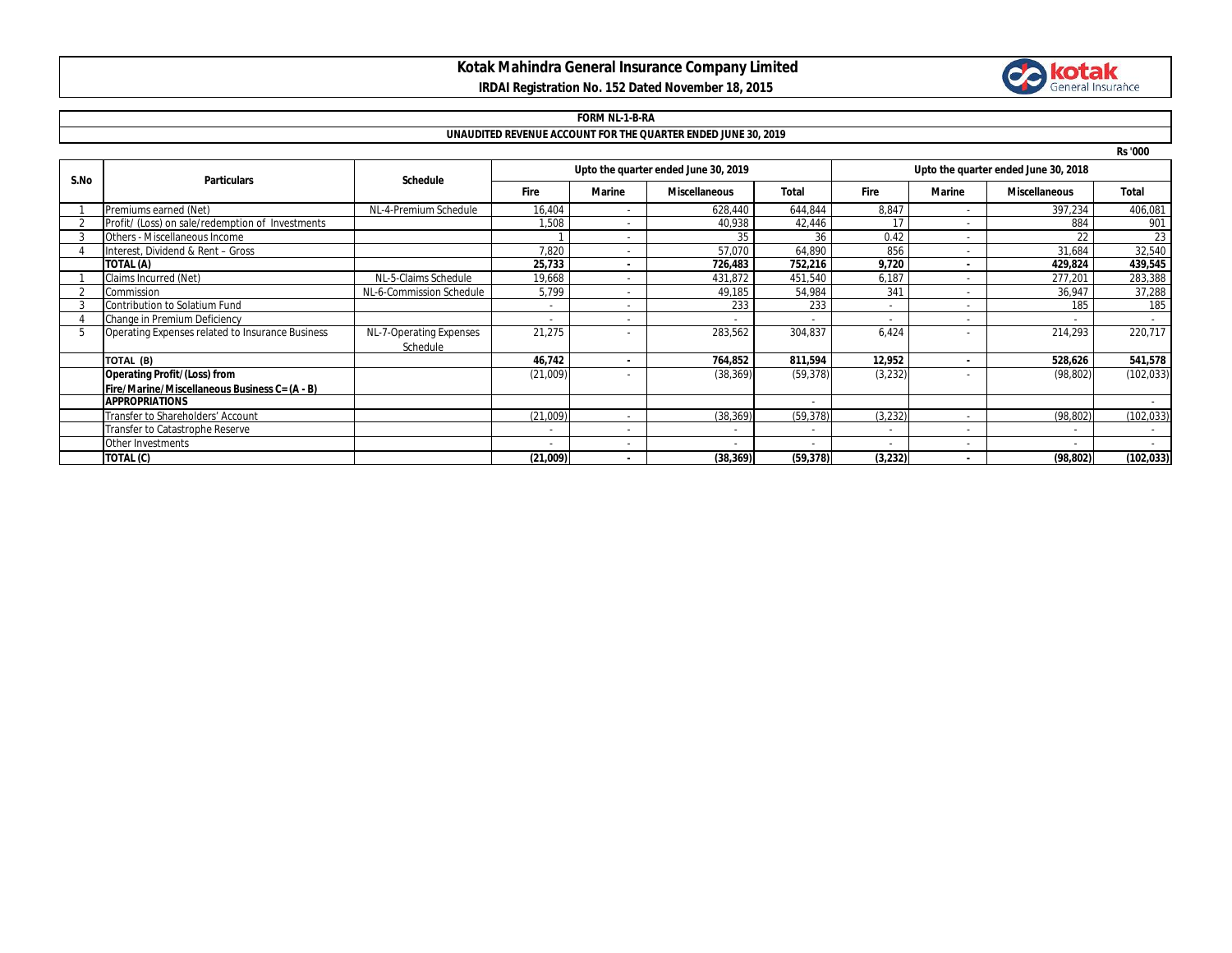# Kotak Mahindra General Insurance Company Limited

**IRDAI Registration No. 152 Dated November 18, 2015**

**FORM NL-1-B-RA**

**UNAUDITED REVENUE ACCOUNT FOR THE QUARTER ENDED JUNE 30, 2019**

Rs '000

| S.No | Particulars | Schedule | Upto the quarter ended June 30, 2019 | | | | Upto the quarter ended June 30, 2018 | | | |
|---|---|---|---|---|---|---|---|---|---|---|
| | | | Fire | Marine | Miscellaneous | Total | Fire | Marine | Miscellaneous | Total |
| 1 | Premiums earned (Net) | NL-4-Premium Schedule | 16,404 | - | 628,440 | 644,844 | 8,847 | - | 397,234 | 406,081 |
| 2 | Profit/ (Loss) on sale/redemption of Investments | | 1,508 | - | 40,938 | 42,446 | 17 | - | 884 | 901 |
| 3 | Others - Miscellaneous Income | | 1 | - | 35 | 36 | 0.42 | - | 22 | 23 |
| 4 | Interest, Dividend & Rent – Gross | | 7,820 | - | 57,070 | 64,890 | 856 | - | 31,684 | 32,540 |
| | **TOTAL (A)** | | **25,733** | **-** | **726,483** | **752,216** | **9,720** | **-** | **429,824** | **439,545** |
| 1 | Claims Incurred (Net) | NL-5-Claims Schedule | 19,668 | - | 431,872 | 451,540 | 6,187 | - | 277,201 | 283,388 |
| 2 | Commission | NL-6-Commission Schedule | 5,799 | - | 49,185 | 54,984 | 341 | - | 36,947 | 37,288 |
| 3 | Contribution to Solatium Fund | | - | - | 233 | 233 | - | - | 185 | 185 |
| 4 | Change in Premium Deficiency | | - | - | - | - | - | - | - | - |
| 5 | Operating Expenses related to Insurance Business | NL-7-Operating Expenses Schedule | 21,275 | - | 283,562 | 304,837 | 6,424 | - | 214,293 | 220,717 |
| | **TOTAL (B)** | | **46,742** | **-** | **764,852** | **811,594** | **12,952** | **-** | **528,626** | **541,578** |
| | **Operating Profit/(Loss) from Fire/Marine/Miscellaneous Business C= (A - B)** | | (21,009) | - | (38,369) | (59,378) | (3,232) | - | (98,802) | (102,033) |
| | **APPROPRIATIONS** | | | | | - | | | | - |
| | Transfer to Shareholders' Account | | (21,009) | - | (38,369) | (59,378) | (3,232) | - | (98,802) | (102,033) |
| | Transfer to Catastrophe Reserve | | - | - | - | - | - | - | - | - |
| | Other Investments | | - | - | - | - | - | - | - | - |
| | **TOTAL (C)** | | **(21,009)** | **-** | **(38,369)** | **(59,378)** | **(3,232)** | **-** | **(98,802)** | **(102,033)** |